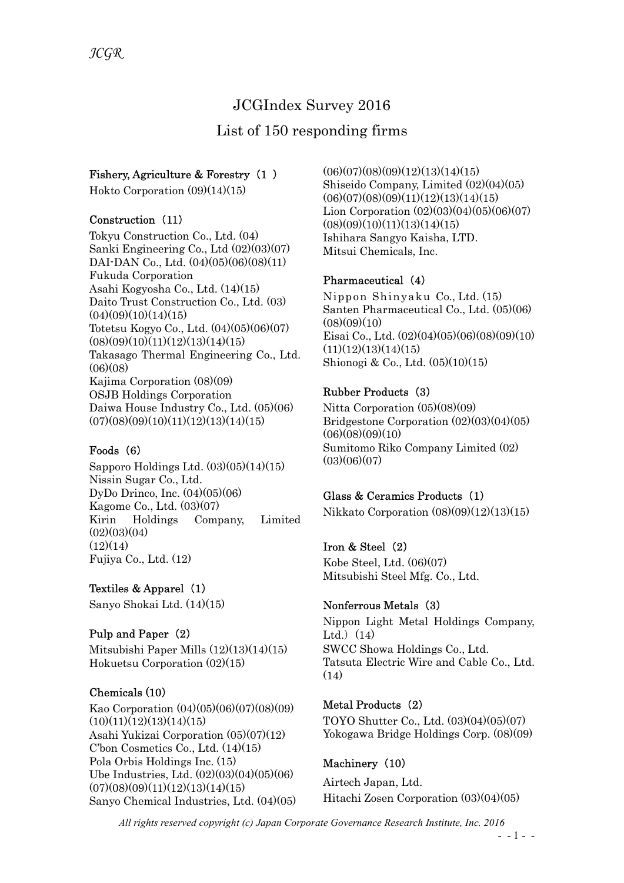# JCGIndex Survey 2016

## List of 150 responding firms

**Fishery, Agriculture & Forestry（1 ）**

Hokto Corporation (09)(14)(15)

**Construction（11）**

Tokyu Construction Co., Ltd. (04)
Sanki Engineering Co., Ltd (02)(03)(07)
DAI-DAN Co., Ltd. (04)(05)(06)(08)(11)
Fukuda Corporation
Asahi Kogyosha Co., Ltd. (14)(15)
Daito Trust Construction Co., Ltd. (03)(04)(09)(10)(14)(15)
Totetsu Kogyo Co., Ltd. (04)(05)(06)(07)(08)(09)(10)(11)(12)(13)(14)(15)
Takasago Thermal Engineering Co., Ltd. (06)(08)
Kajima Corporation (08)(09)
OSJB Holdings Corporation
Daiwa House Industry Co., Ltd. (05)(06)(07)(08)(09)(10)(11)(12)(13)(14)(15)

**Foods（6）**

Sapporo Holdings Ltd. (03)(05)(14)(15)
Nissin Sugar Co., Ltd.
DyDo Drinco, Inc. (04)(05)(06)
Kagome Co., Ltd. (03)(07)
Kirin Holdings Company, Limited (02)(03)(04)(12)(14)
Fujiya Co., Ltd. (12)

**Textiles & Apparel（1）**

Sanyo Shokai Ltd. (14)(15)

**Pulp and Paper（2）**

Mitsubishi Paper Mills (12)(13)(14)(15)
Hokuetsu Corporation (02)(15)

**Chemicals (10)**

Kao Corporation (04)(05)(06)(07)(08)(09)(10)(11)(12)(13)(14)(15)
Asahi Yukizai Corporation (05)(07)(12)
C'bon Cosmetics Co., Ltd. (14)(15)
Pola Orbis Holdings Inc. (15)
Ube Industries, Ltd. (02)(03)(04)(05)(06)(07)(08)(09)(11)(12)(13)(14)(15)
Sanyo Chemical Industries, Ltd. (04)(05)(06)(07)(08)(09)(12)(13)(14)(15)
Shiseido Company, Limited (02)(04)(05)(06)(07)(08)(09)(11)(12)(13)(14)(15)
Lion Corporation (02)(03)(04)(05)(06)(07)(08)(09)(10)(11)(13)(14)(15)
Ishihara Sangyo Kaisha, LTD.
Mitsui Chemicals, Inc.

**Pharmaceutical（4）**

Nippon Shinyaku Co., Ltd. (15)
Santen Pharmaceutical Co., Ltd. (05)(06)(08)(09)(10)
Eisai Co., Ltd. (02)(04)(05)(06)(08)(09)(10)(11)(12)(13)(14)(15)
Shionogi & Co., Ltd. (05)(10)(15)

**Rubber Products（3）**

Nitta Corporation (05)(08)(09)
Bridgestone Corporation (02)(03)(04)(05)(06)(08)(09)(10)
Sumitomo Riko Company Limited (02)(03)(06)(07)

**Glass & Ceramics Products（1）**

Nikkato Corporation (08)(09)(12)(13)(15)

**Iron & Steel（2）**

Kobe Steel, Ltd. (06)(07)
Mitsubishi Steel Mfg. Co., Ltd.

**Nonferrous Metals（3）**

Nippon Light Metal Holdings Company, Ltd.）(14)
SWCC Showa Holdings Co., Ltd.
Tatsuta Electric Wire and Cable Co., Ltd. (14)

**Metal Products（2）**

TOYO Shutter Co., Ltd. (03)(04)(05)(07)
Yokogawa Bridge Holdings Corp. (08)(09)

**Machinery（10）**

Airtech Japan, Ltd.
Hitachi Zosen Corporation (03)(04)(05)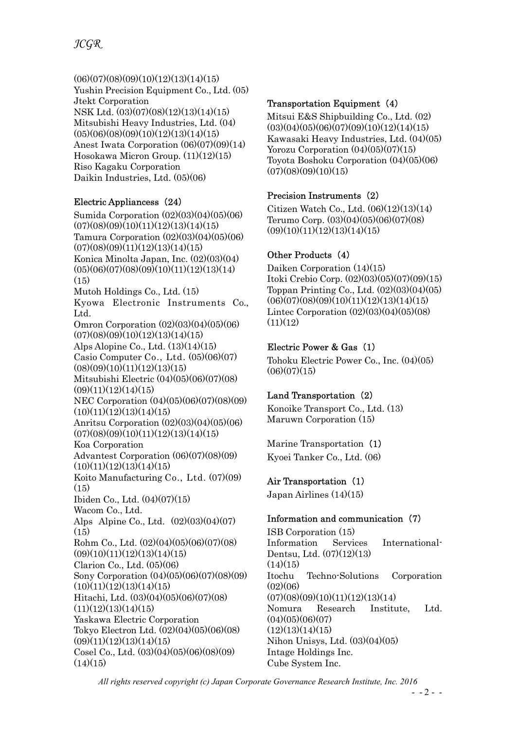(06)(07)(08)(09)(10)(12)(13)(14)(15)
Yushin Precision Equipment Co., Ltd. (05)
Jtekt Corporation
NSK Ltd. (03)(07)(08)(12)(13)(14)(15)
Mitsubishi Heavy Industries, Ltd. (04)(05)(06)(08)(09)(10)(12)(13)(14)(15)
Anest Iwata Corporation (06)(07)(09)(14)
Hosokawa Micron Group. (11)(12)(15)
Riso Kagaku Corporation
Daikin Industries, Ltd. (05)(06)

### Electric Appliancess（24）

Sumida Corporation (02)(03)(04)(05)(06)(07)(08)(09)(10)(11)(12)(13)(14)(15)
Tamura Corporation (02)(03)(04)(05)(06)(07)(08)(09)(11)(12)(13)(14)(15)
Konica Minolta Japan, Inc. (02)(03)(04)(05)(06)(07)(08)(09)(10)(11)(12)(13)(14)(15)
Mutoh Holdings Co., Ltd. (15)
Kyowa Electronic Instruments Co., Ltd.
Omron Corporation (02)(03)(04)(05)(06)(07)(08)(09)(10)(12)(13)(14)(15)
Alps Alopine Co., Ltd. (13)(14)(15)
Casio Computer Co., Ltd. (05)(06)(07)(08)(09)(10)(11)(12)(13)(15)
Mitsubishi Electric (04)(05)(06)(07)(08)(09)(11)(12)(14)(15)
NEC Corporation (04)(05)(06)(07)(08)(09)(10)(11)(12)(13)(14)(15)
Anritsu Corporation (02)(03)(04)(05)(06)(07)(08)(09)(10)(11)(12)(13)(14)(15)
Koa Corporation
Advantest Corporation (06)(07)(08)(09)(10)(11)(12)(13)(14)(15)
Koito Manufacturing Co., Ltd. (07)(09)(15)
Ibiden Co., Ltd. (04)(07)(15)
Wacom Co., Ltd.
Alps Alpine Co., Ltd. (02)(03)(04)(07)(15)
Rohm Co., Ltd. (02)(04)(05)(06)(07)(08)(09)(10)(11)(12)(13)(14)(15)
Clarion Co., Ltd. (05)(06)
Sony Corporation (04)(05)(06)(07)(08)(09)(10)(11)(12)(13)(14)(15)
Hitachi, Ltd. (03)(04)(05)(06)(07)(08)(11)(12)(13)(14)(15)
Yaskawa Electric Corporation
Tokyo Electron Ltd. (02)(04)(05)(06)(08)(09)(11)(12)(13)(14)(15)
Cosel Co., Ltd. (03)(04)(05)(06)(08)(09)(14)(15)

### Transportation Equipment（4）

Mitsui E&S Shipbuilding Co., Ltd. (02)(03)(04)(05)(06)(07)(09)(10)(12)(14)(15)
Kawasaki Heavy Industries, Ltd. (04)(05)
Yorozu Corporation (04)(05)(07)(15)
Toyota Boshoku Corporation (04)(05)(06)(07)(08)(09)(10)(15)

### Precision Instruments（2）

Citizen Watch Co., Ltd. (06)(12)(13)(14)
Terumo Corp. (03)(04)(05)(06)(07)(08)(09)(10)(11)(12)(13)(14)(15)

### Other Products（4）

Daiken Corporation (14)(15)
Itoki Crebio Corp. (02)(03)(05)(07)(09)(15)
Toppan Printing Co., Ltd. (02)(03)(04)(05)(06)(07)(08)(09)(10)(11)(12)(13)(14)(15)
Lintec Corporation (02)(03)(04)(05)(08)(11)(12)

### Electric Power & Gas（1）

Tohoku Electric Power Co., Inc. (04)(05)(06)(07)(15)

### Land Transportation（2）

Konoike Transport Co., Ltd. (13)
Maruwn Corporation (15)

### Marine Transportation（1）

Kyoei Tanker Co., Ltd. (06)

### Air Transportation（1）

Japan Airlines (14)(15)

### Information and communication（7）

ISB Corporation (15)
Information Services International-Dentsu, Ltd. (07)(12)(13)(14)(15)
Itochu Techno-Solutions Corporation (02)(06)(07)(08)(09)(10)(11)(12)(13)(14)
Nomura Research Institute, Ltd. (04)(05)(06)(07)(12)(13)(14)(15)
Nihon Unisys, Ltd. (03)(04)(05)
Intage Holdings Inc.
Cube System Inc.

*All rights reserved copyright (c) Japan Corporate Governance Research Institute, Inc. 2016*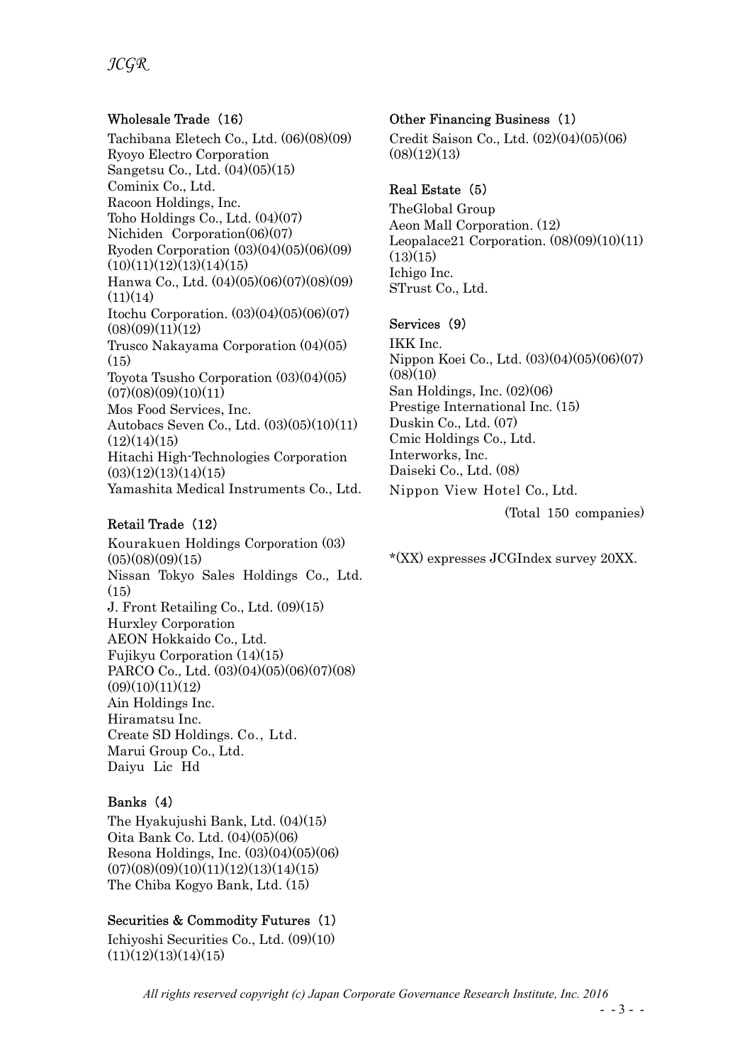### Wholesale Trade（16）

Tachibana Eletech Co., Ltd. (06)(08)(09)
Ryoyo Electro Corporation
Sangetsu Co., Ltd. (04)(05)(15)
Cominix Co., Ltd.
Racoon Holdings, Inc.
Toho Holdings Co., Ltd. (04)(07)
Nichiden Corporation(06)(07)
Ryoden Corporation (03)(04)(05)(06)(09)(10)(11)(12)(13)(14)(15)
Hanwa Co., Ltd. (04)(05)(06)(07)(08)(09)(11)(14)
Itochu Corporation. (03)(04)(05)(06)(07)(08)(09)(11)(12)
Trusco Nakayama Corporation (04)(05)(15)
Toyota Tsusho Corporation (03)(04)(05)(07)(08)(09)(10)(11)
Mos Food Services, Inc.
Autobacs Seven Co., Ltd. (03)(05)(10)(11)(12)(14)(15)
Hitachi High-Technologies Corporation (03)(12)(13)(14)(15)
Yamashita Medical Instruments Co., Ltd.

### Retail Trade（12）

Kourakuen Holdings Corporation (03)(05)(08)(09)(15)
Nissan Tokyo Sales Holdings Co., Ltd. (15)
J. Front Retailing Co., Ltd. (09)(15)
Hurxley Corporation
AEON Hokkaido Co., Ltd.
Fujikyu Corporation (14)(15)
PARCO Co., Ltd. (03)(04)(05)(06)(07)(08)(09)(10)(11)(12)
Ain Holdings Inc.
Hiramatsu Inc.
Create SD Holdings. Co., Ltd.
Marui Group Co., Ltd.
Daiyu Lic Hd

### Banks（4）

The Hyakujushi Bank, Ltd. (04)(15)
Oita Bank Co. Ltd. (04)(05)(06)
Resona Holdings, Inc. (03)(04)(05)(06)(07)(08)(09)(10)(11)(12)(13)(14)(15)
The Chiba Kogyo Bank, Ltd. (15)

### Securities & Commodity Futures（1）

Ichiyoshi Securities Co., Ltd. (09)(10)(11)(12)(13)(14)(15)

### Other Financing Business（1）

Credit Saison Co., Ltd. (02)(04)(05)(06)(08)(12)(13)

### Real Estate（5）

TheGlobal Group
Aeon Mall Corporation. (12)
Leopalace21 Corporation. (08)(09)(10)(11)(13)(15)
Ichigo Inc.
STrust Co., Ltd.

### Services（9）

IKK Inc.
Nippon Koei Co., Ltd. (03)(04)(05)(06)(07)(08)(10)
San Holdings, Inc. (02)(06)
Prestige International Inc. (15)
Duskin Co., Ltd. (07)
Cmic Holdings Co., Ltd.
Interworks, Inc.
Daiseki Co., Ltd. (08)
Nippon View Hotel Co., Ltd.

(Total 150 companies)

*(XX) expresses JCGIndex survey 20XX.

*All rights reserved copyright (c) Japan Corporate Governance Research Institute, Inc. 2016*